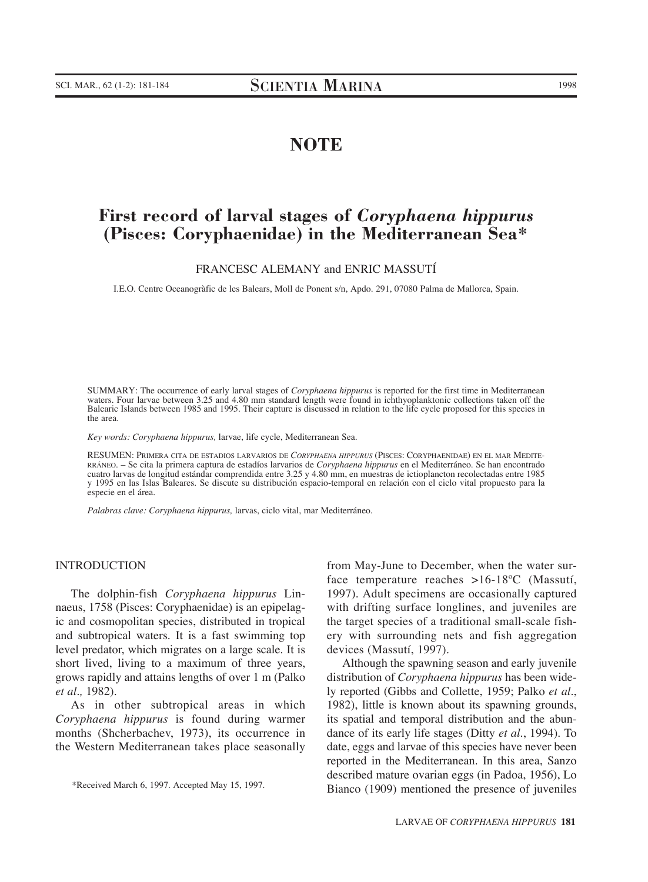# NOTE

# First record of larval stages of *Coryphaena hippurus* (Pisces: Coryphaenidae) in the Mediterranean Sea*

FRANCESC ALEMANY and ENRIC MASSUTÍ

I.E.O. Centre Oceanogràfic de les Balears, Moll de Ponent s/n, Apdo. 291, 07080 Palma de Mallorca, Spain.

SUMMARY: The occurrence of early larval stages of *Coryphaena hippurus* is reported for the first time in Mediterranean waters. Four larvae between 3.25 and 4.80 mm standard length were found in ichthyoplanktonic collections taken off the Balearic Islands between 1985 and 1995. Their capture is discussed in relation to the life cycle proposed for this species in the area.

*Key words: Coryphaena hippurus,* larvae, life cycle, Mediterranean Sea.

RESUMEN: PRIMERA CITA DE ESTADIOS LARVARIOS DE *CORYPHAENA HIPPURUS* (PISCES: CORYPHAENIDAE) EN EL MAR MEDITERRÁNEO. – Se cita la primera captura de estadíos larvarios de *Coryphaena hippurus* en el Mediterráneo. Se han encontrado cuatro larvas de longitud estándar comprendida entre 3.25 y 4.80 mm, en muestras de ictioplancton recolectadas entre 1985 y 1995 en las Islas Baleares. Se discute su distribución espacio-temporal en relación con el ciclo vital propuesto para la especie en el área.

*Palabras clave: Coryphaena hippurus,* larvas, ciclo vital, mar Mediterráneo.

## INTRODUCTION

The dolphin-fish *Coryphaena hippurus* Linnaeus, 1758 (Pisces: Coryphaenidae) is an epipelagic and cosmopolitan species, distributed in tropical and subtropical waters. It is a fast swimming top level predator, which migrates on a large scale. It is short lived, living to a maximum of three years, grows rapidly and attains lengths of over 1 m (Palko *et al.,* 1982).

As in other subtropical areas in which *Coryphaena hippurus* is found during warmer months (Shcherbachev, 1973), its occurrence in the Western Mediterranean takes place seasonally from May-June to December, when the water surface temperature reaches >16-18ºC (Massutí, 1997). Adult specimens are occasionally captured with drifting surface longlines, and juveniles are the target species of a traditional small-scale fishery with surrounding nets and fish aggregation devices (Massutí, 1997).

Although the spawning season and early juvenile distribution of *Coryphaena hippurus* has been widely reported (Gibbs and Collette, 1959; Palko *et al.*, 1982), little is known about its spawning grounds, its spatial and temporal distribution and the abundance of its early life stages (Ditty *et al.*, 1994). To date, eggs and larvae of this species have never been reported in the Mediterranean. In this area, Sanzo described mature ovarian eggs (in Padoa, 1956), Lo Bianco (1909) mentioned the presence of juveniles

*Received March 6, 1997. Accepted May 15, 1997.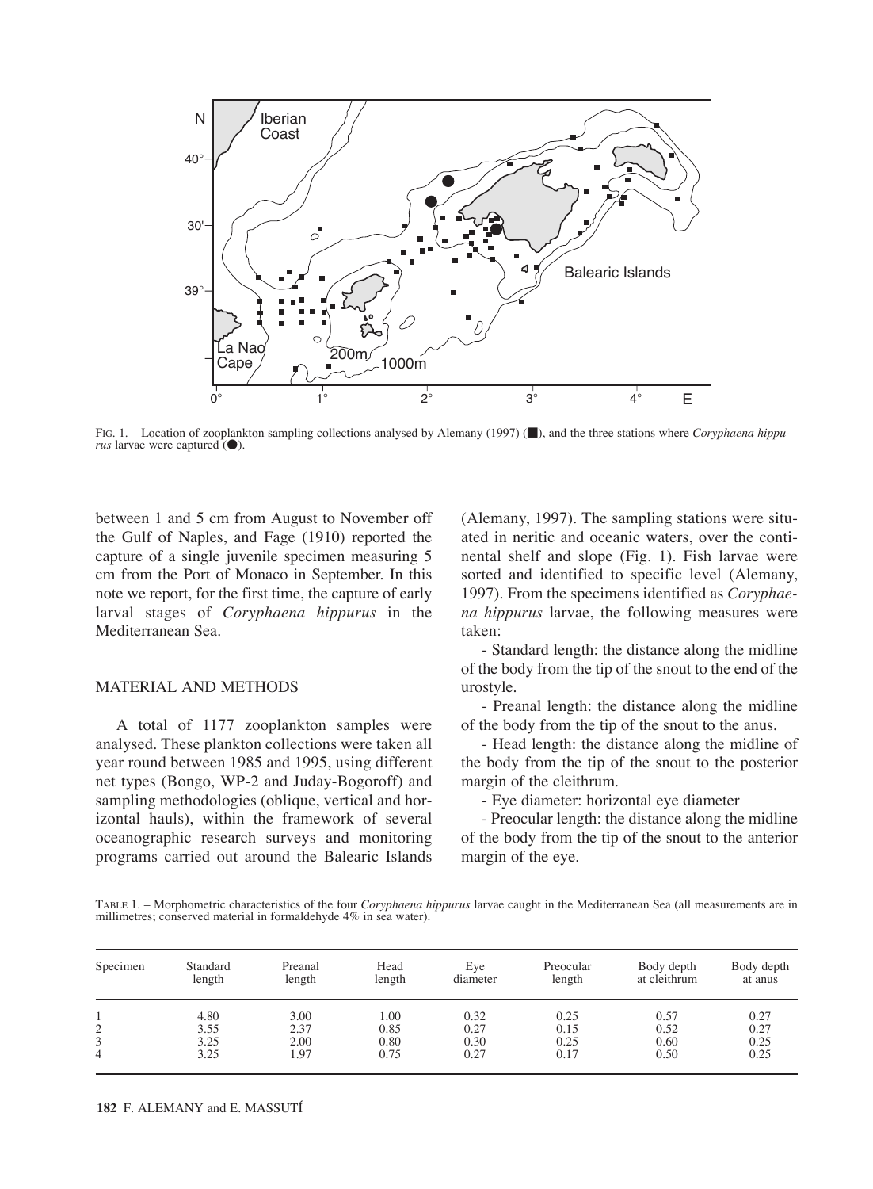Fig. 1. – Location of zooplankton sampling collections analysed by Alemany (1997) (■), and the three stations where *Coryphaena hippurus* larvae were captured (●).

between 1 and 5 cm from August to November off the Gulf of Naples, and Fage (1910) reported the capture of a single juvenile specimen measuring 5 cm from the Port of Monaco in September. In this note we report, for the first time, the capture of early larval stages of *Coryphaena hippurus* in the Mediterranean Sea.

## MATERIAL AND METHODS

A total of 1177 zooplankton samples were analysed. These plankton collections were taken all year round between 1985 and 1995, using different net types (Bongo, WP-2 and Juday-Bogoroff) and sampling methodologies (oblique, vertical and horizontal hauls), within the framework of several oceanographic research surveys and monitoring programs carried out around the Balearic Islands (Alemany, 1997). The sampling stations were situated in neritic and oceanic waters, over the continental shelf and slope (Fig. 1). Fish larvae were sorted and identified to specific level (Alemany, 1997). From the specimens identified as *Coryphaena hippurus* larvae, the following measures were taken:

- Standard length: the distance along the midline of the body from the tip of the snout to the end of the urostyle.

- Preanal length: the distance along the midline of the body from the tip of the snout to the anus.

- Head length: the distance along the midline of the body from the tip of the snout to the posterior margin of the cleithrum.

- Eye diameter: horizontal eye diameter

- Preocular length: the distance along the midline of the body from the tip of the snout to the anterior margin of the eye.

Table 1. – Morphometric characteristics of the four *Coryphaena hippurus* larvae caught in the Mediterranean Sea (all measurements are in millimetres; conserved material in formaldehyde 4% in sea water).

| Specimen | Standard length | Preanal length | Head length | Eye diameter | Preocular length | Body depth at cleithrum | Body depth at anus |
|---|---|---|---|---|---|---|---|
| 1 | 4.80 | 3.00 | 1.00 | 0.32 | 0.25 | 0.57 | 0.27 |
| 2 | 3.55 | 2.37 | 0.85 | 0.27 | 0.15 | 0.52 | 0.27 |
| 3 | 3.25 | 2.00 | 0.80 | 0.30 | 0.25 | 0.60 | 0.25 |
| 4 | 3.25 | 1.97 | 0.75 | 0.27 | 0.17 | 0.50 | 0.25 |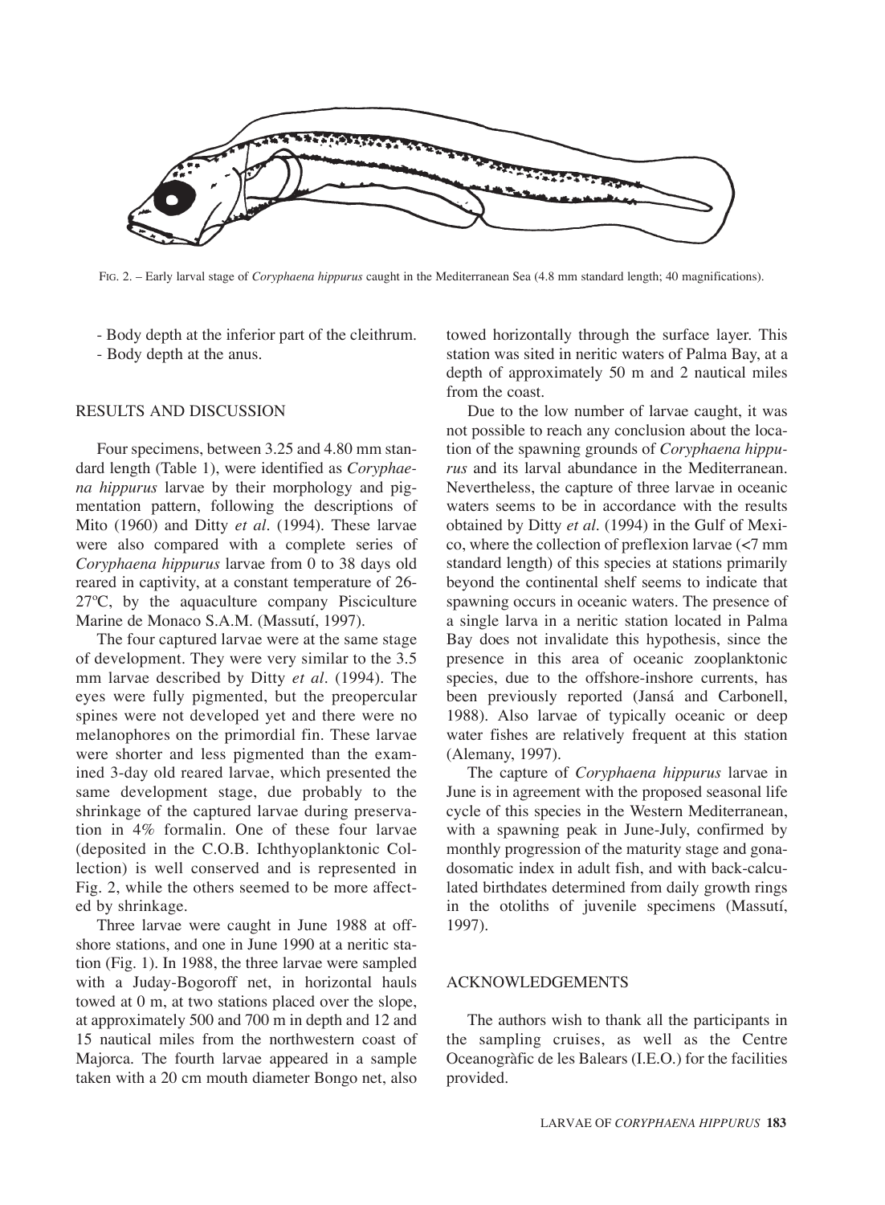FIG. 2. – Early larval stage of *Coryphaena hippurus* caught in the Mediterranean Sea (4.8 mm standard length; 40 magnifications).

- Body depth at the inferior part of the cleithrum.
- Body depth at the anus.

## RESULTS AND DISCUSSION

Four specimens, between 3.25 and 4.80 mm standard length (Table 1), were identified as *Coryphaena hippurus* larvae by their morphology and pigmentation pattern, following the descriptions of Mito (1960) and Ditty *et al*. (1994). These larvae were also compared with a complete series of *Coryphaena hippurus* larvae from 0 to 38 days old reared in captivity, at a constant temperature of 26-27ºC, by the aquaculture company Pisciculture Marine de Monaco S.A.M. (Massutí, 1997).

The four captured larvae were at the same stage of development. They were very similar to the 3.5 mm larvae described by Ditty *et al*. (1994). The eyes were fully pigmented, but the preopercular spines were not developed yet and there were no melanophores on the primordial fin. These larvae were shorter and less pigmented than the examined 3-day old reared larvae, which presented the same development stage, due probably to the shrinkage of the captured larvae during preservation in 4% formalin. One of these four larvae (deposited in the C.O.B. Ichthyoplanktonic Collection) is well conserved and is represented in Fig. 2, while the others seemed to be more affected by shrinkage.

Three larvae were caught in June 1988 at offshore stations, and one in June 1990 at a neritic station (Fig. 1). In 1988, the three larvae were sampled with a Juday-Bogoroff net, in horizontal hauls towed at 0 m, at two stations placed over the slope, at approximately 500 and 700 m in depth and 12 and 15 nautical miles from the northwestern coast of Majorca. The fourth larvae appeared in a sample taken with a 20 cm mouth diameter Bongo net, also towed horizontally through the surface layer. This station was sited in neritic waters of Palma Bay, at a depth of approximately 50 m and 2 nautical miles from the coast.

Due to the low number of larvae caught, it was not possible to reach any conclusion about the location of the spawning grounds of *Coryphaena hippurus* and its larval abundance in the Mediterranean. Nevertheless, the capture of three larvae in oceanic waters seems to be in accordance with the results obtained by Ditty *et al*. (1994) in the Gulf of Mexico, where the collection of preflexion larvae (<7 mm standard length) of this species at stations primarily beyond the continental shelf seems to indicate that spawning occurs in oceanic waters. The presence of a single larva in a neritic station located in Palma Bay does not invalidate this hypothesis, since the presence in this area of oceanic zooplanktonic species, due to the offshore-inshore currents, has been previously reported (Jansá and Carbonell, 1988). Also larvae of typically oceanic or deep water fishes are relatively frequent at this station (Alemany, 1997).

The capture of *Coryphaena hippurus* larvae in June is in agreement with the proposed seasonal life cycle of this species in the Western Mediterranean, with a spawning peak in June-July, confirmed by monthly progression of the maturity stage and gonadosomatic index in adult fish, and with back-calculated birthdates determined from daily growth rings in the otoliths of juvenile specimens (Massutí, 1997).

## ACKNOWLEDGEMENTS

The authors wish to thank all the participants in the sampling cruises, as well as the Centre Oceanogràfic de les Balears (I.E.O.) for the facilities provided.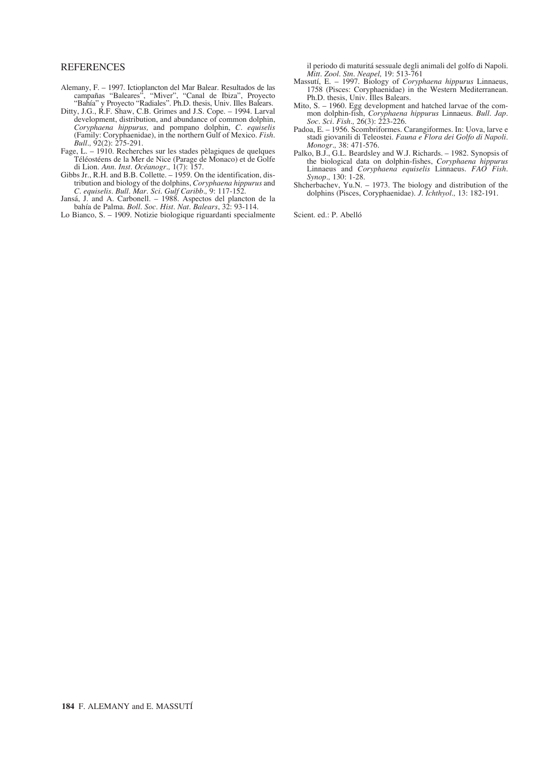## REFERENCES

Alemany, F. – 1997. Ictioplancton del Mar Balear. Resultados de las campañas "Baleares", "Miver", "Canal de Ibiza", Proyecto "Bahía" y Proyecto "Radiales". Ph.D. thesis, Univ. Illes Balears.

Ditty, J.G., R.F. Shaw, C.B. Grimes and J.S. Cope. – 1994. Larval development, distribution, and abundance of common dolphin, *Coryphaena hippurus,* and pompano dolphin, *C. equiselis* (Family: Coryphaenidae), in the northern Gulf of Mexico. *Fish. Bull.,* 92(2): 275-291.

Fage, L. – 1910. Recherches sur les stades pèlagiques de quelques Téléostéens de la Mer de Nice (Parage de Monaco) et de Golfe di Lion. *Ann. Inst. Océanogr.,* 1(7): 157.

Gibbs Jr., R.H. and B.B. Collette. – 1959. On the identification, distribution and biology of the dolphins, *Coryphaena hippurus* and *C. equiselis*. *Bull. Mar. Sci. Gulf Caribb.,* 9: 117-152.

Jansá, J. and A. Carbonell. – 1988. Aspectos del plancton de la bahía de Palma. *Boll. Soc. Hist. Nat. Balears*, 32: 93-114.

Lo Bianco, S. – 1909. Notizie biologique riguardanti specialmente il periodo di maturitá sessuale degli animali del golfo di Napoli. *Mitt. Zool. Stn. Neapel,* 19: 513-761

Massutí, E. – 1997. Biology of *Coryphaena hippurus* Linnaeus, 1758 (Pisces: Coryphaenidae) in the Western Mediterranean. Ph.D. thesis, Univ. Illes Balears.

Mito, S. – 1960. Egg development and hatched larvae of the common dolphin-fish, *Coryphaena hippurus* Linnaeus. *Bull. Jap. Soc. Sci. Fish.,* 26(3): 223-226.

Padoa, E. – 1956. Scombriformes. Carangiformes. In: Uova, larve e stadi giovanili di Teleostei. *Fauna e Flora dei Golfo di Napoli. Monogr.,* 38: 471-576.

Palko, B.J., G.L. Beardsley and W.J. Richards. – 1982. Synopsis of the biological data on dolphin-fishes, *Coryphaena hippurus* Linnaeus and *Coryphaena equiselis* Linnaeus. *FAO Fish. Synop.,* 130: 1-28.

Shcherbachev, Yu.N. – 1973. The biology and distribution of the dolphins (Pisces, Coryphaenidae). *J. Ichthyol.,* 13: 182-191.

Scient. ed.: P. Abelló